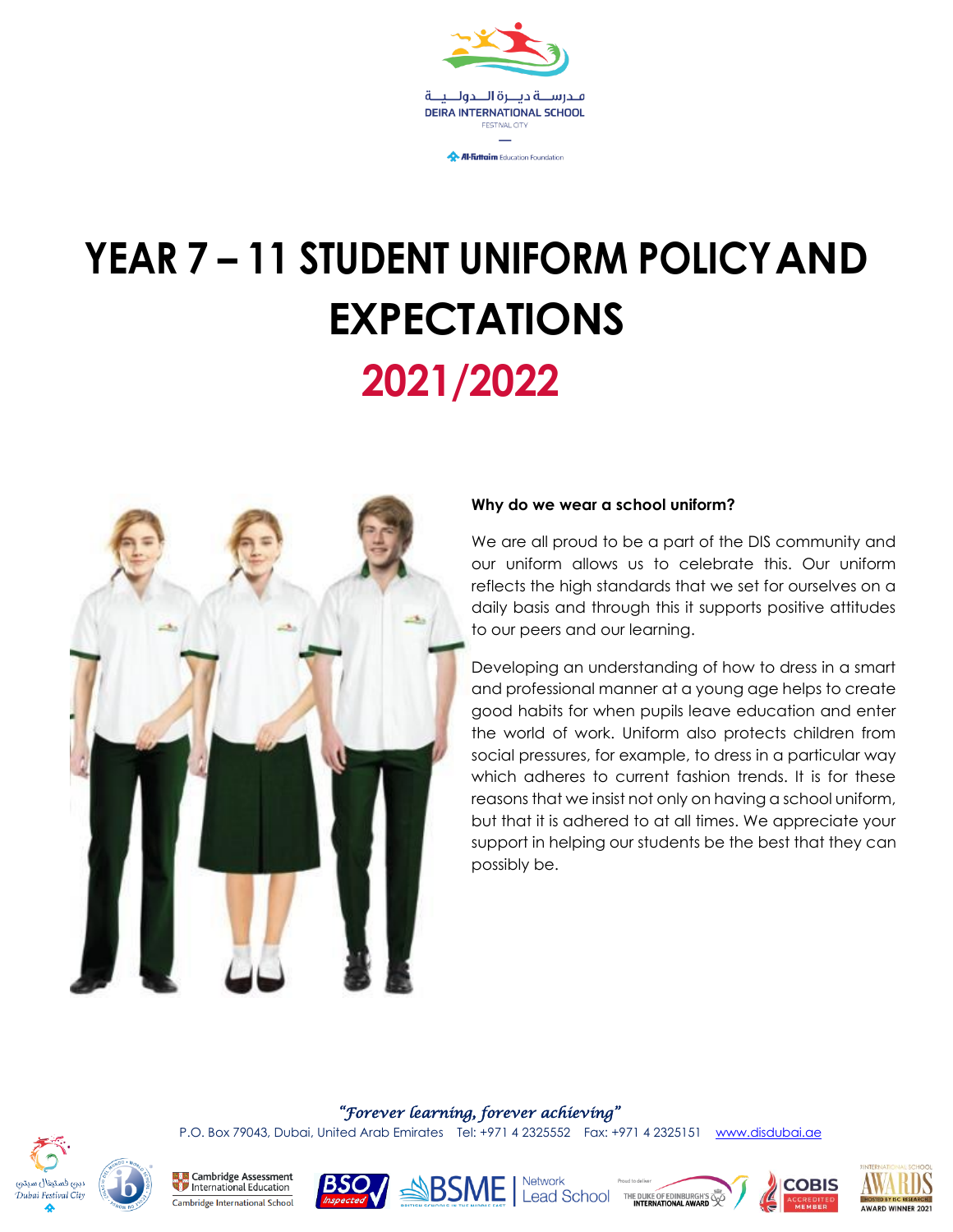مدرسة ديرة الدولية
DEIRA INTERNATIONAL SCHOOL
FESTIVAL CITY

Al-Futtaim Education Foundation

# YEAR 7 – 11 STUDENT UNIFORM POLICY AND EXPECTATIONS

# 2021/2022

**Why do we wear a school uniform?**

We are all proud to be a part of the DIS community and our uniform allows us to celebrate this. Our uniform reflects the high standards that we set for ourselves on a daily basis and through this it supports positive attitudes to our peers and our learning.

Developing an understanding of how to dress in a smart and professional manner at a young age helps to create good habits for when pupils leave education and enter the world of work. Uniform also protects children from social pressures, for example, to dress in a particular way which adheres to current fashion trends. It is for these reasons that we insist not only on having a school uniform, but that it is adhered to at all times. We appreciate your support in helping our students be the best that they can possibly be.

*"Forever learning, forever achieving"*

P.O. Box 79043, Dubai, United Arab Emirates Tel: +971 4 2325552 Fax: +971 4 2325151 www.disdubai.ae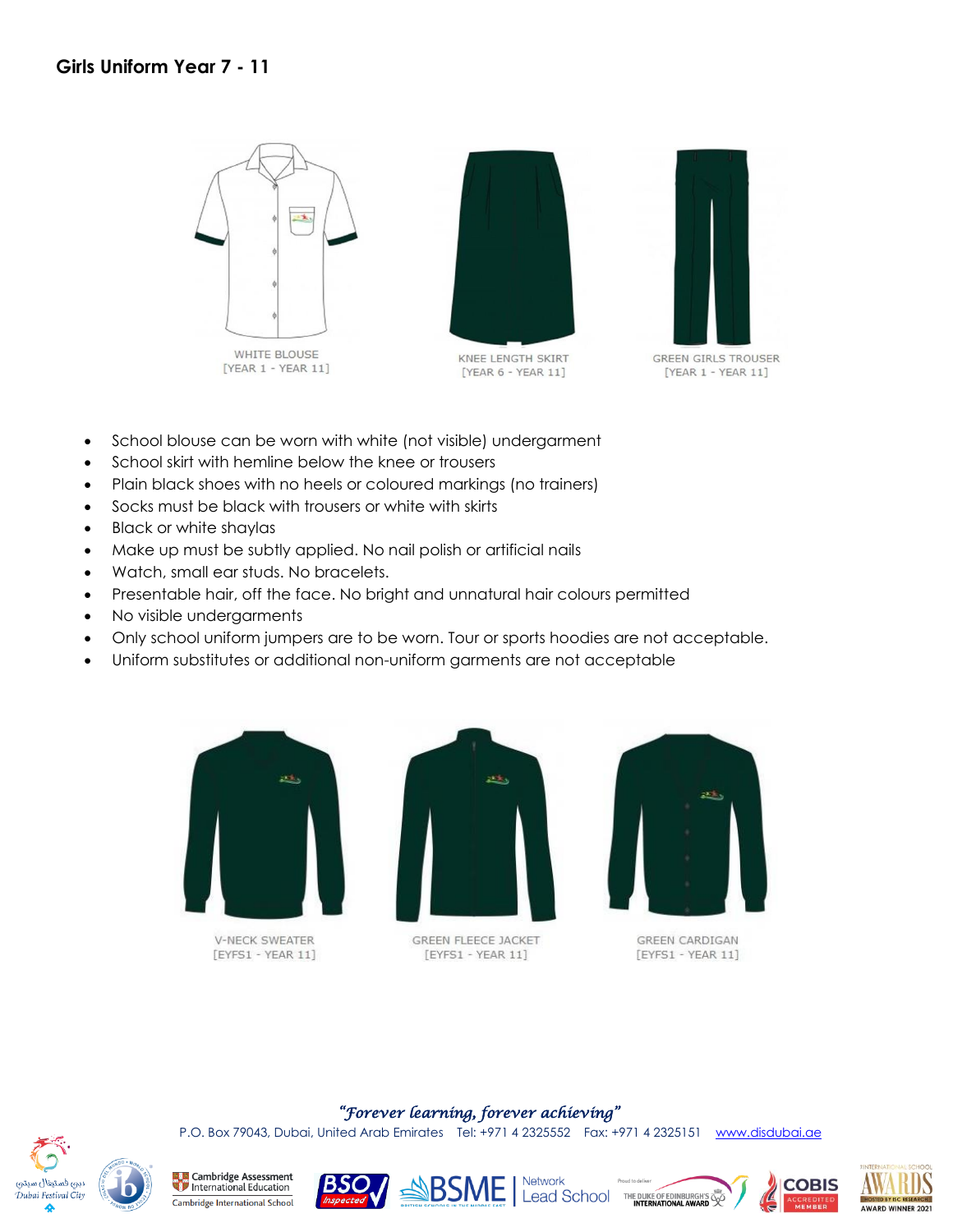## Girls Uniform Year 7 - 11

WHITE BLOUSE
[YEAR 1 - YEAR 11]

KNEE LENGTH SKIRT
[YEAR 6 - YEAR 11]

GREEN GIRLS TROUSER
[YEAR 1 - YEAR 11]

- School blouse can be worn with white (not visible) undergarment
- School skirt with hemline below the knee or trousers
- Plain black shoes with no heels or coloured markings (no trainers)
- Socks must be black with trousers or white with skirts
- Black or white shaylas
- Make up must be subtly applied. No nail polish or artificial nails
- Watch, small ear studs. No bracelets.
- Presentable hair, off the face. No bright and unnatural hair colours permitted
- No visible undergarments
- Only school uniform jumpers are to be worn. Tour or sports hoodies are not acceptable.
- Uniform substitutes or additional non-uniform garments are not acceptable

V-NECK SWEATER
[EYFS1 - YEAR 11]

GREEN FLEECE JACKET
[EYFS1 - YEAR 11]

GREEN CARDIGAN
[EYFS1 - YEAR 11]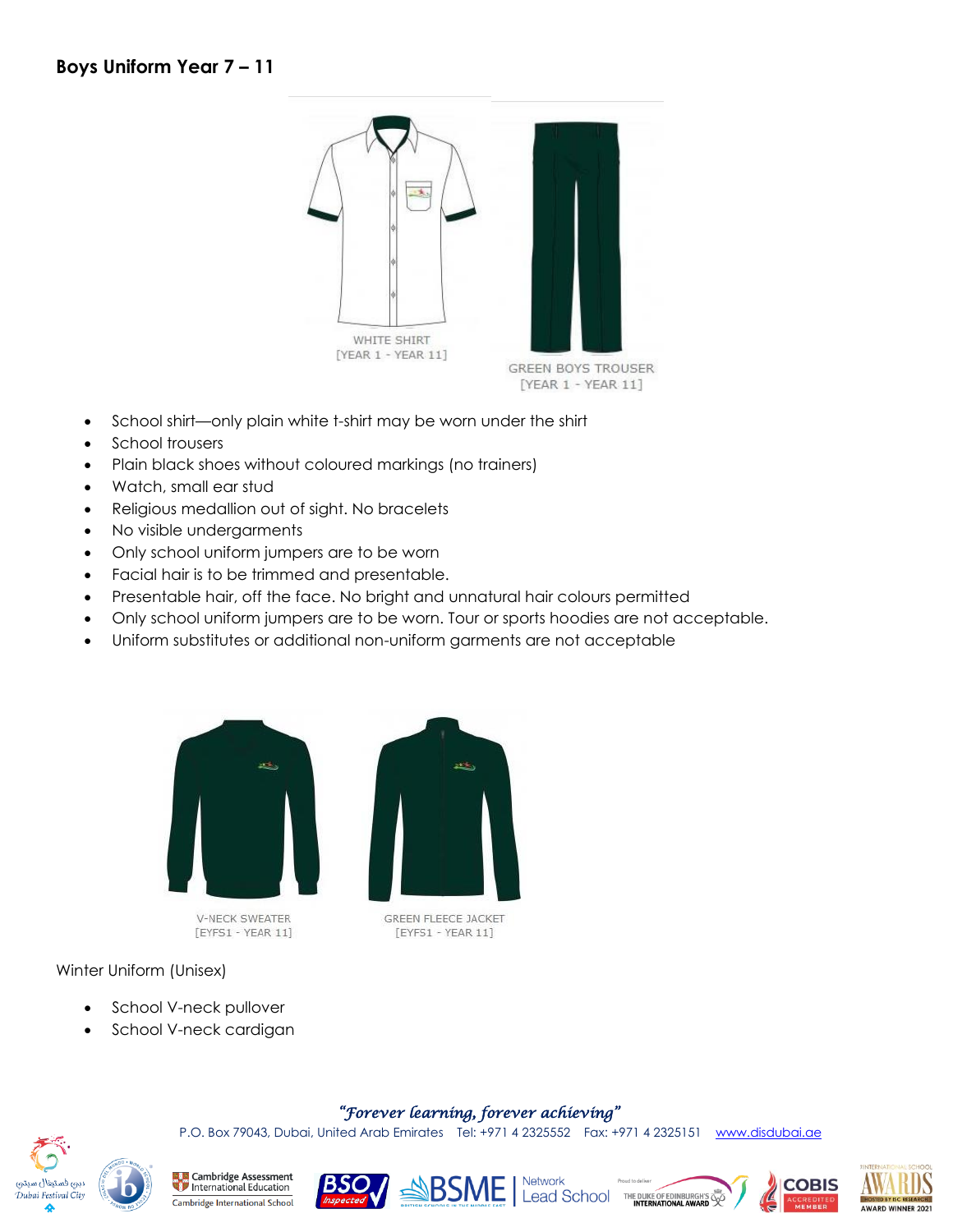## Boys Uniform Year 7 – 11

WHITE SHIRT
[YEAR 1 - YEAR 11]

GREEN BOYS TROUSER
[YEAR 1 - YEAR 11]

- School shirt—only plain white t-shirt may be worn under the shirt
- School trousers
- Plain black shoes without coloured markings (no trainers)
- Watch, small ear stud
- Religious medallion out of sight. No bracelets
- No visible undergarments
- Only school uniform jumpers are to be worn
- Facial hair is to be trimmed and presentable.
- Presentable hair, off the face. No bright and unnatural hair colours permitted
- Only school uniform jumpers are to be worn. Tour or sports hoodies are not acceptable.
- Uniform substitutes or additional non-uniform garments are not acceptable

V-NECK SWEATER
[EYFS1 - YEAR 11]

GREEN FLEECE JACKET
[EYFS1 - YEAR 11]

Winter Uniform (Unisex)

- School V-neck pullover
- School V-neck cardigan

*"Forever learning, forever achieving"*

P.O. Box 79043, Dubai, United Arab Emirates Tel: +971 4 2325552 Fax: +971 4 2325151 www.disdubai.ae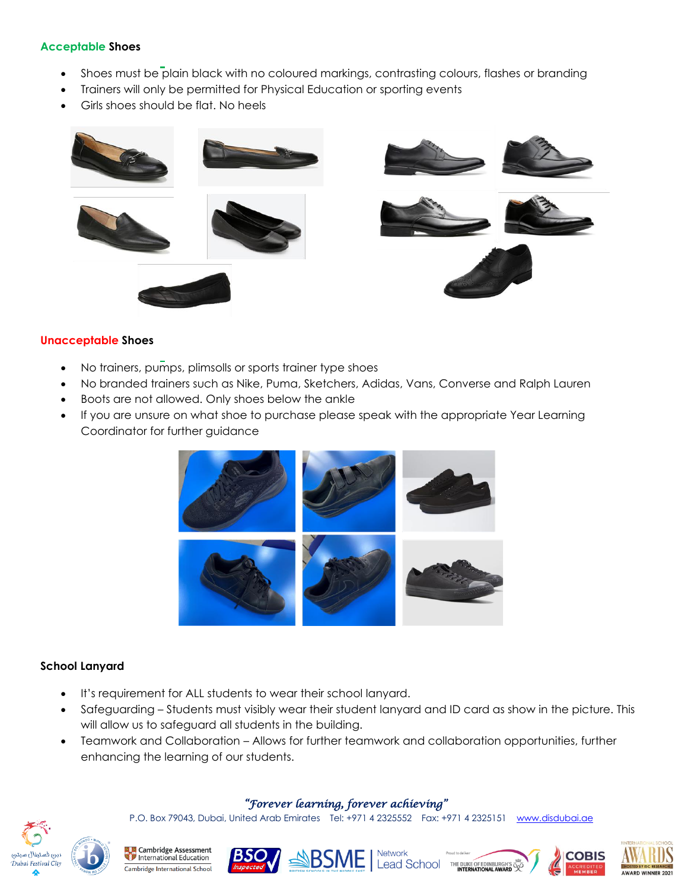### Acceptable Shoes

- Shoes must be plain black with no coloured markings, contrasting colours, flashes or branding
- Trainers will only be permitted for Physical Education or sporting events
- Girls shoes should be flat. No heels

### Unacceptable Shoes

- No trainers, pumps, plimsolls or sports trainer type shoes
- No branded trainers such as Nike, Puma, Sketchers, Adidas, Vans, Converse and Ralph Lauren
- Boots are not allowed. Only shoes below the ankle
- If you are unsure on what shoe to purchase please speak with the appropriate Year Learning Coordinator for further guidance

### School Lanyard

- It's requirement for ALL students to wear their school lanyard.
- Safeguarding – Students must visibly wear their student lanyard and ID card as show in the picture. This will allow us to safeguard all students in the building.
- Teamwork and Collaboration – Allows for further teamwork and collaboration opportunities, further enhancing the learning of our students.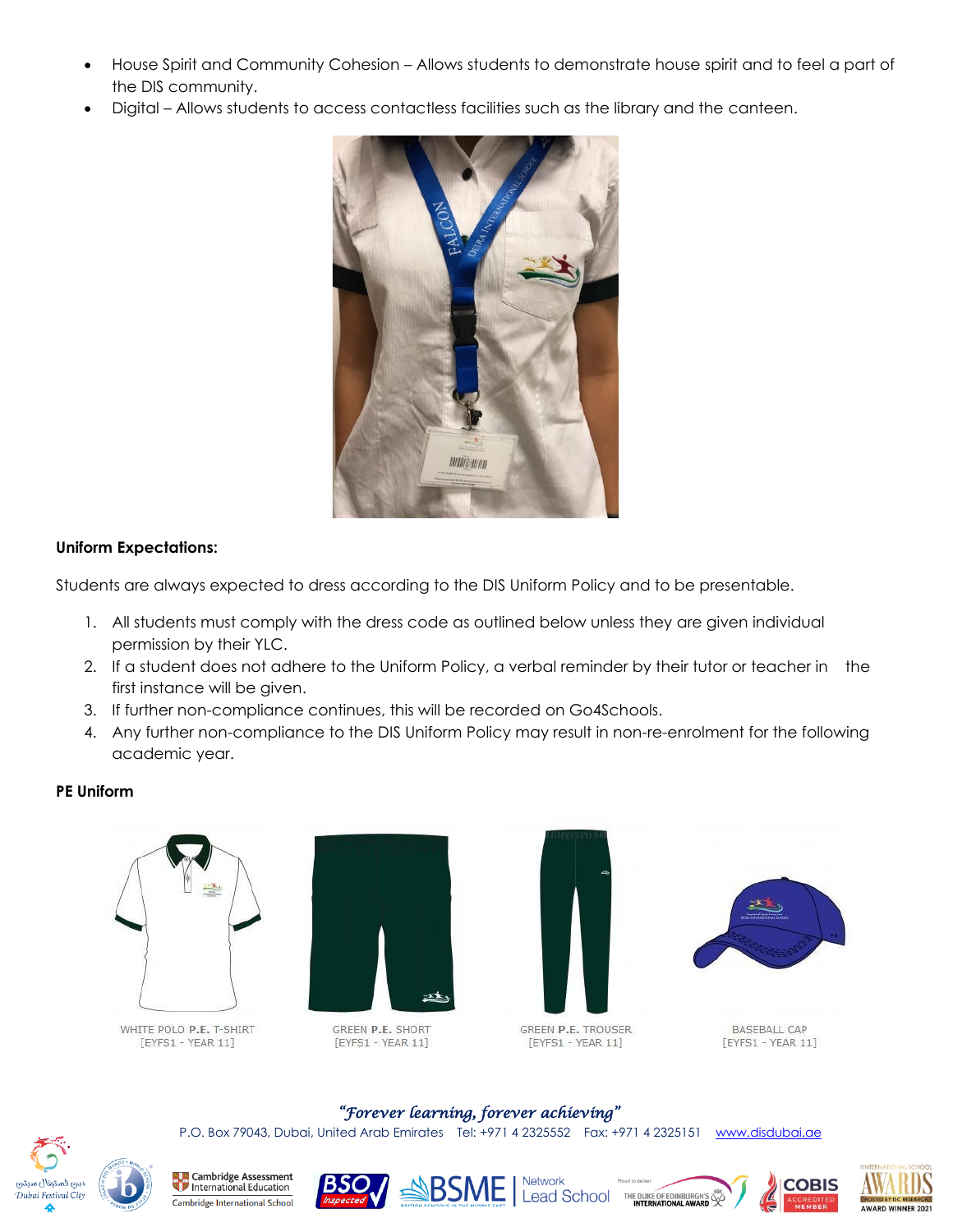- House Spirit and Community Cohesion – Allows students to demonstrate house spirit and to feel a part of the DIS community.
- Digital – Allows students to access contactless facilities such as the library and the canteen.

**Uniform Expectations:**

Students are always expected to dress according to the DIS Uniform Policy and to be presentable.

1. All students must comply with the dress code as outlined below unless they are given individual permission by their YLC.
2. If a student does not adhere to the Uniform Policy, a verbal reminder by their tutor or teacher in the first instance will be given.
3. If further non-compliance continues, this will be recorded on Go4Schools.
4. Any further non-compliance to the DIS Uniform Policy may result in non-re-enrolment for the following academic year.

**PE Uniform**

WHITE POLO P.E. T-SHIRT [EYFS1 - YEAR 11]

GREEN P.E. SHORT [EYFS1 - YEAR 11]

GREEN P.E. TROUSER [EYFS1 - YEAR 11]

BASEBALL CAP [EYFS1 - YEAR 11]

*"Forever learning, forever achieving"*

P.O. Box 79043, Dubai, United Arab Emirates Tel: +971 4 2325552 Fax: +971 4 2325151 www.disdubai.ae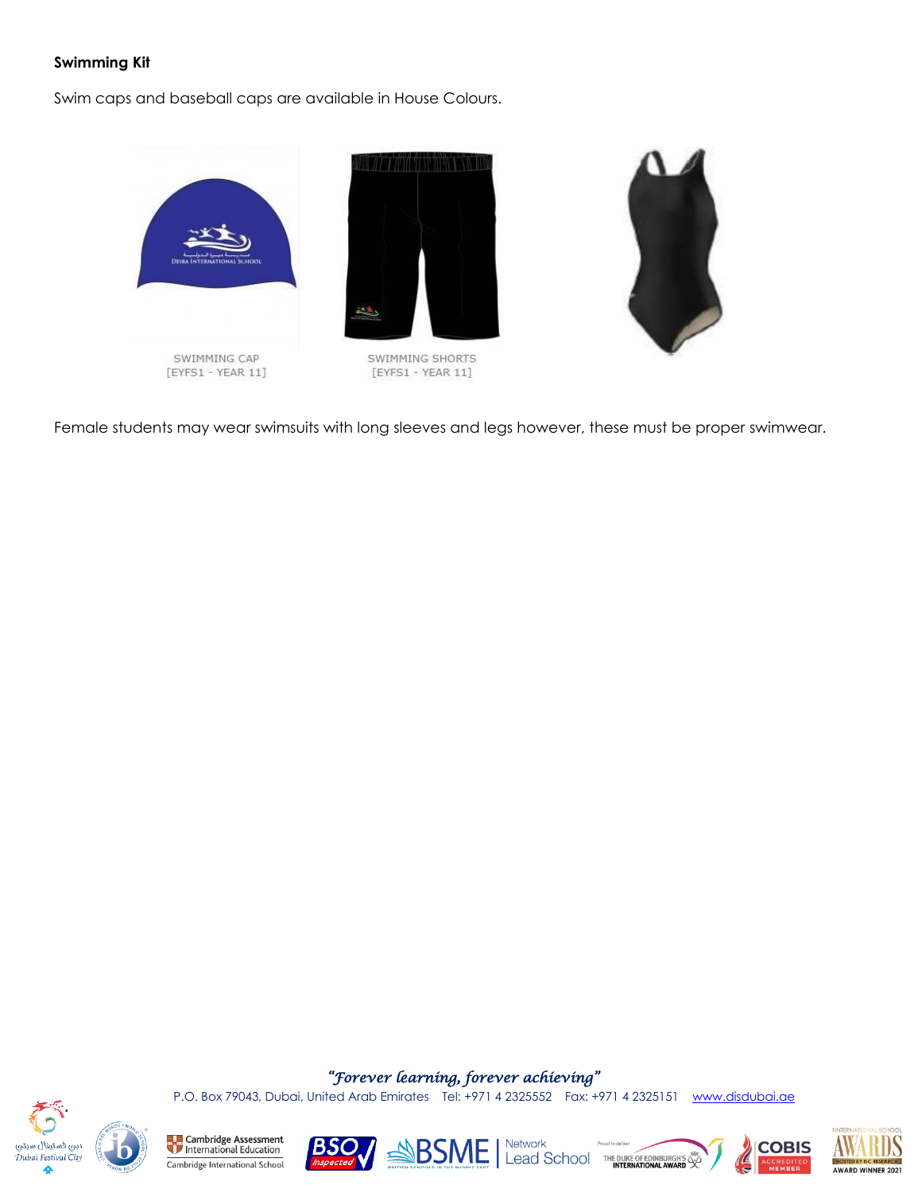**Swimming Kit**

Swim caps and baseball caps are available in House Colours.

SWIMMING CAP
[EYFS1 - YEAR 11]

SWIMMING SHORTS
[EYFS1 - YEAR 11]

Female students may wear swimsuits with long sleeves and legs however, these must be proper swimwear.

*"Forever learning, forever achieving"*

P.O. Box 79043, Dubai, United Arab Emirates Tel: +971 4 2325552 Fax: +971 4 2325151 www.disdubai.ae